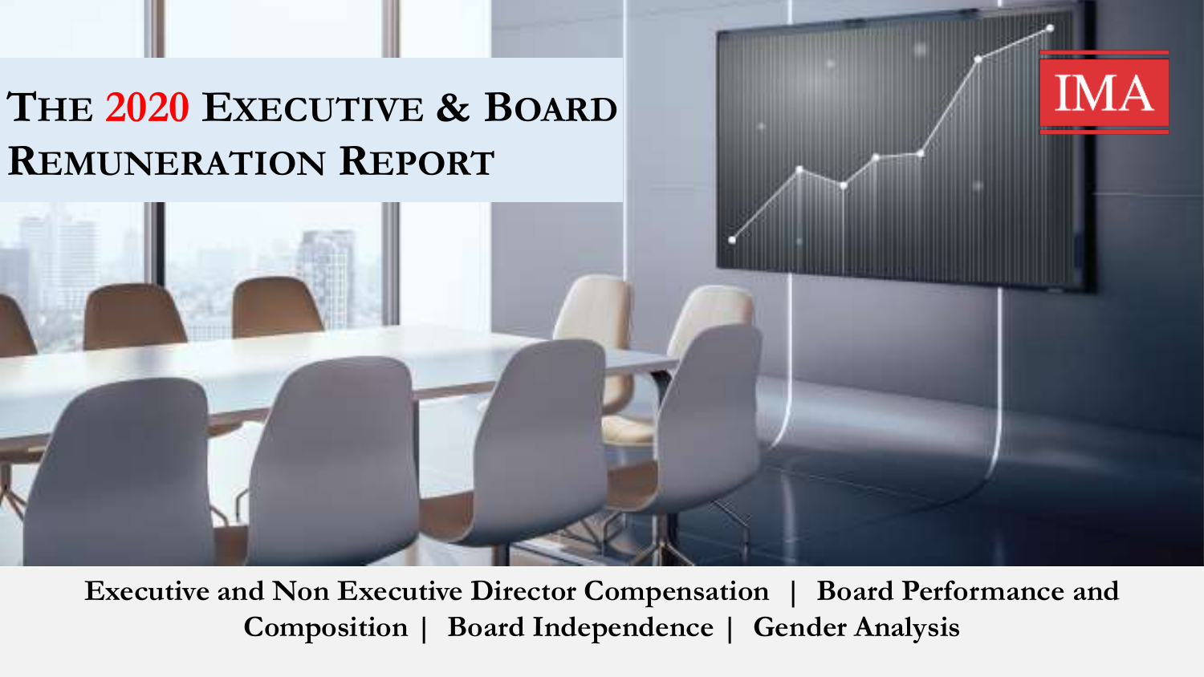# The 2020 Executive & Board Remuneration Report

IMA

**Executive and Non Executive Director Compensation | Board Performance and Composition | Board Independence | Gender Analysis**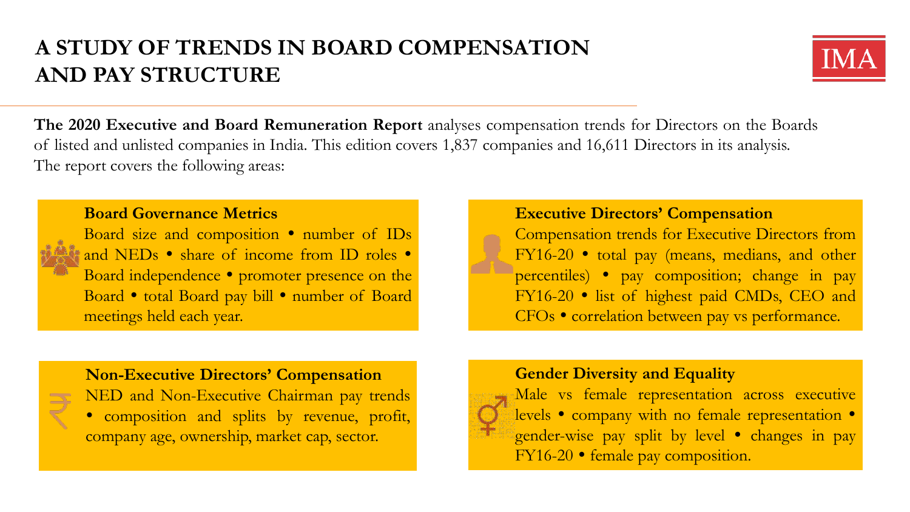# A STUDY OF TRENDS IN BOARD COMPENSATION AND PAY STRUCTURE

**The 2020 Executive and Board Remuneration Report** analyses compensation trends for Directors on the Boards of listed and unlisted companies in India. This edition covers 1,837 companies and 16,611 Directors in its analysis. The report covers the following areas:

### Board Governance Metrics

Board size and composition • number of IDs and NEDs • share of income from ID roles • Board independence • promoter presence on the Board • total Board pay bill • number of Board meetings held each year.

### Executive Directors' Compensation

Compensation trends for Executive Directors from FY16-20 • total pay (means, medians, and other percentiles) • pay composition; change in pay FY16-20 • list of highest paid CMDs, CEO and CFOs • correlation between pay vs performance.

### Non-Executive Directors' Compensation

NED and Non-Executive Chairman pay trends • composition and splits by revenue, profit, company age, ownership, market cap, sector.

### Gender Diversity and Equality

Male vs female representation across executive levels • company with no female representation • gender-wise pay split by level • changes in pay FY16-20 • female pay composition.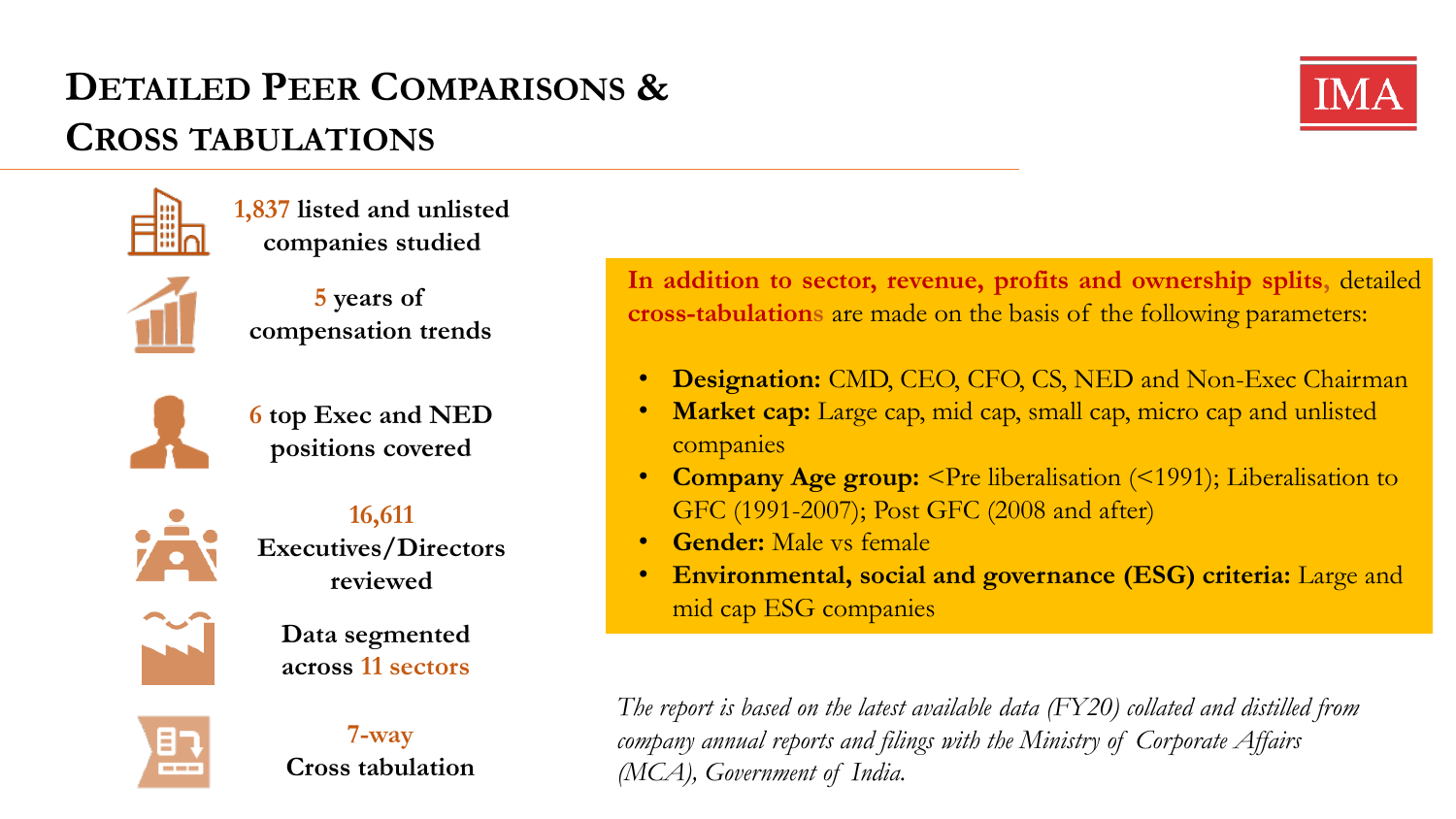# Detailed Peer Comparisons & Cross tabulations

IMA

**1,837 listed and unlisted companies studied**

**5 years of compensation trends**

**6 top Exec and NED positions covered**

**16,611 Executives/Directors reviewed**

**Data segmented across 11 sectors**

**7-way Cross tabulation**

**In addition to sector, revenue, profits and ownership splits,** detailed **cross-tabulations** are made on the basis of the following parameters:

- **Designation:** CMD, CEO, CFO, CS, NED and Non-Exec Chairman
- **Market cap:** Large cap, mid cap, small cap, micro cap and unlisted companies
- **Company Age group:** <Pre liberalisation (<1991); Liberalisation to GFC (1991-2007); Post GFC (2008 and after)
- **Gender:** Male vs female
- **Environmental, social and governance (ESG) criteria:** Large and mid cap ESG companies

*The report is based on the latest available data (FY20) collated and distilled from company annual reports and filings with the Ministry of Corporate Affairs (MCA), Government of India.*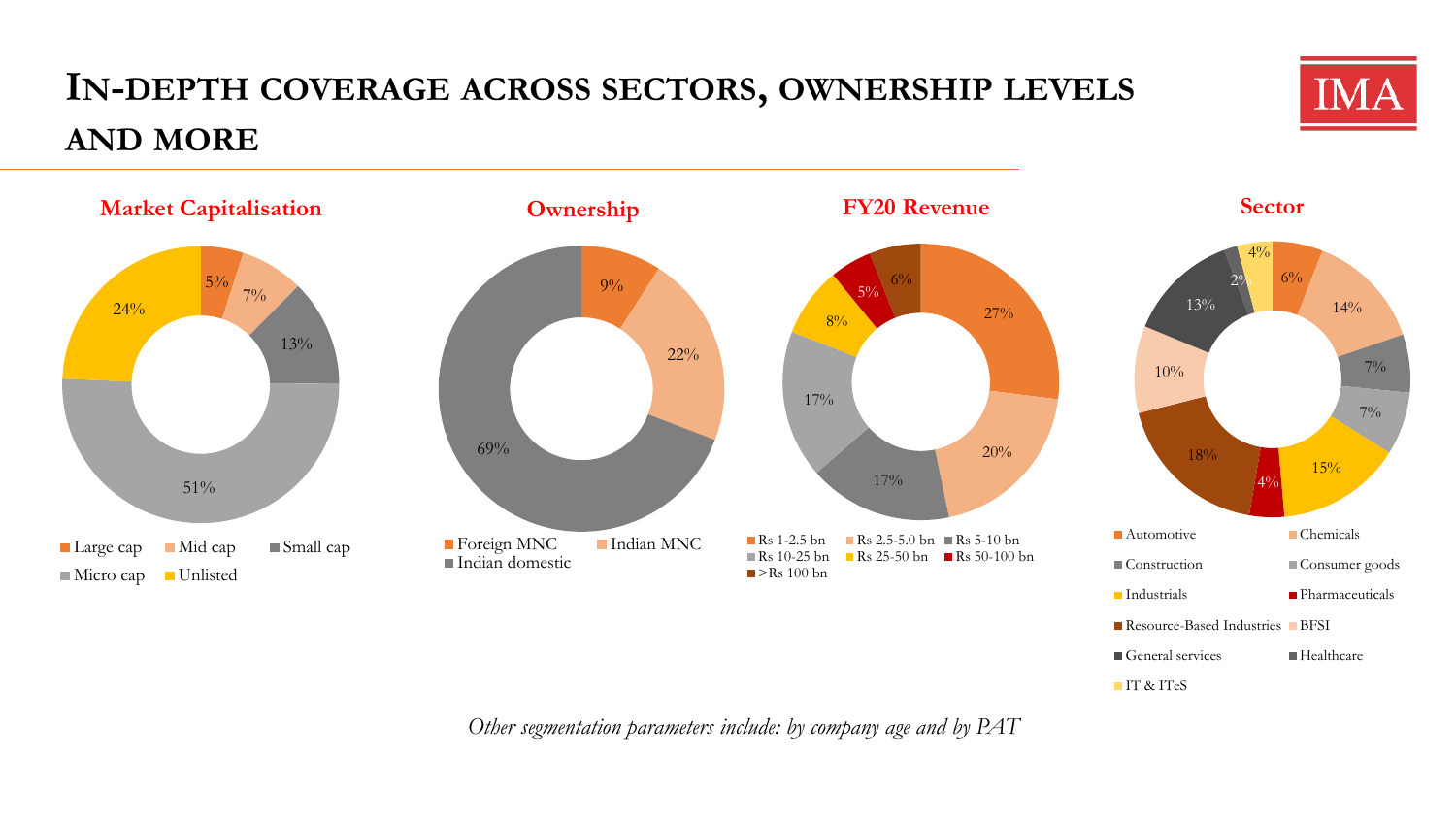# IN-DEPTH COVERAGE ACROSS SECTORS, OWNERSHIP LEVELS AND MORE

### Market Capitalisation

| Category | Share |
| --- | --- |
| Large cap | 5% |
| Mid cap | 7% |
| Small cap | 13% |
| Micro cap | 51% |
| Unlisted | 24% |

### Ownership

| Category | Share |
| --- | --- |
| Foreign MNC | 9% |
| Indian MNC | 22% |
| Indian domestic | 69% |

### FY20 Revenue

| Category | Share |
| --- | --- |
| Rs 1-2.5 bn | 27% |
| Rs 2.5-5.0 bn | 20% |
| Rs 5-10 bn | 17% |
| Rs 10-25 bn | 17% |
| Rs 25-50 bn | 8% |
| Rs 50-100 bn | 5% |
| >Rs 100 bn | 6% |

### Sector

| Category | Share |
| --- | --- |
| Automotive | 6% |
| Chemicals | 14% |
| Construction | 7% |
| Consumer goods | 7% |
| Industrials | 15% |
| Pharmaceuticals | 4% |
| Resource-Based Industries | 18% |
| BFSI | 10% |
| General services | 13% |
| Healthcare | 2% |
| IT & ITeS | 4% |

*Other segmentation parameters include: by company age and by PAT*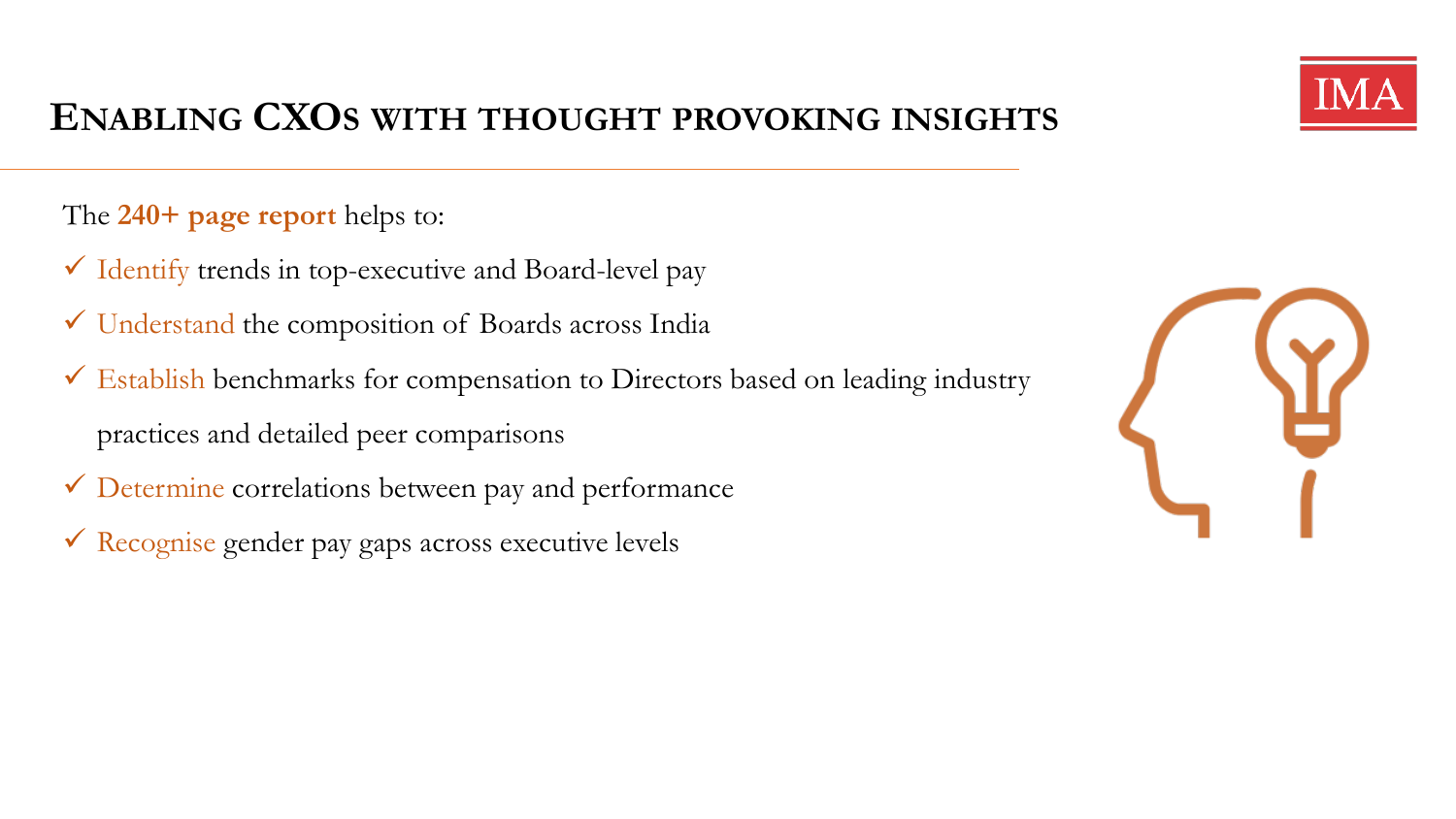# Enabling CXOs with thought provoking insights

The **240+ page report** helps to:

- ✓ Identify trends in top-executive and Board-level pay
- ✓ Understand the composition of Boards across India
- ✓ Establish benchmarks for compensation to Directors based on leading industry practices and detailed peer comparisons
- ✓ Determine correlations between pay and performance
- ✓ Recognise gender pay gaps across executive levels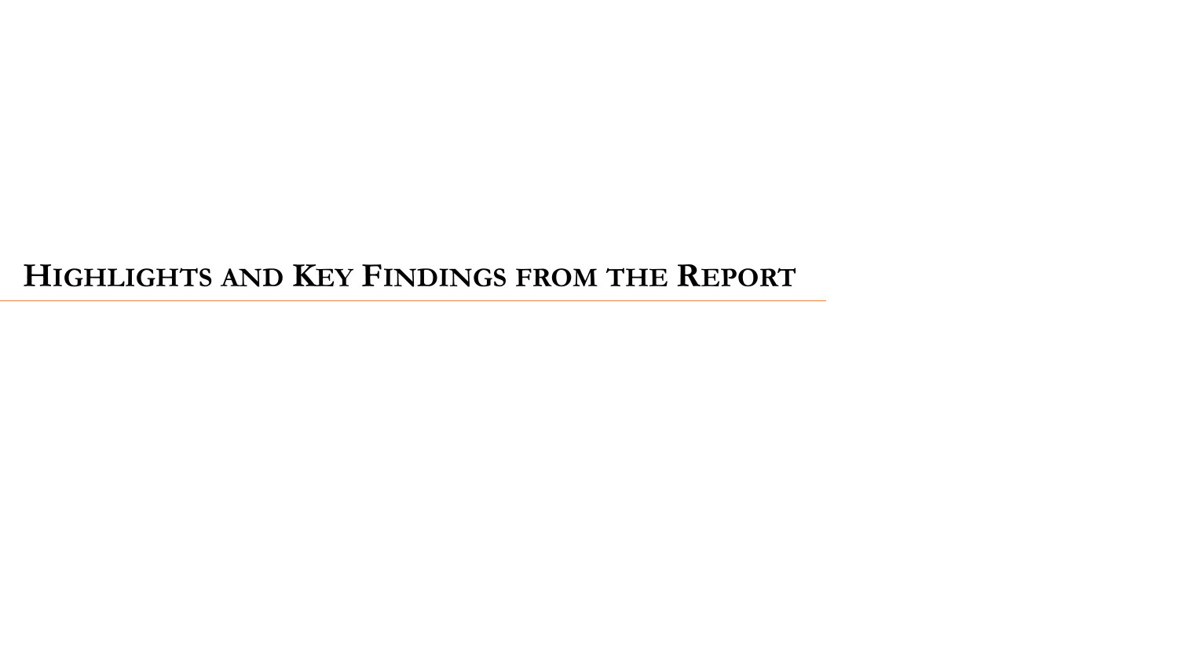# Highlights and Key Findings from the Report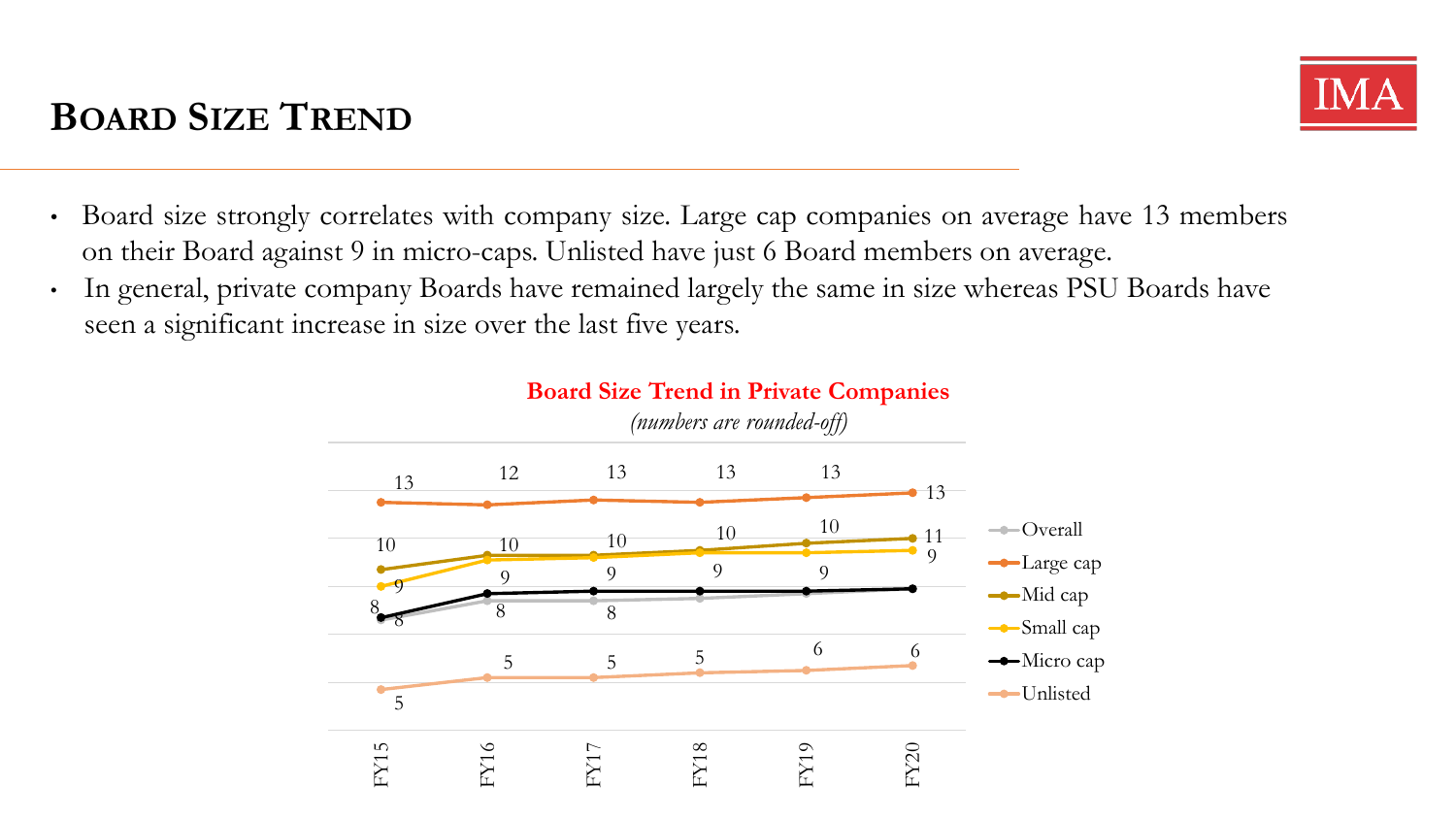# BOARD SIZE TREND

- Board size strongly correlates with company size. Large cap companies on average have 13 members on their Board against 9 in micro-caps. Unlisted have just 6 Board members on average.
- In general, private company Boards have remained largely the same in size whereas PSU Boards have seen a significant increase in size over the last five years.

**Board Size Trend in Private Companies**

*(numbers are rounded-off)*

| | FY15 | FY16 | FY17 | FY18 | FY19 | FY20 |
|---|---|---|---|---|---|---|
| Large cap | 13 | 12 | 13 | 13 | 13 | 13 |
| Mid cap | 10 | 10 | 10 | 10 | 10 | 11 |
| Small cap | 9 | | | | | 9 |
| Micro cap | 8 | 9 | 9 | 9 | 9 | |
| Overall | 8 | 8 | 8 | | | |
| Unlisted | 5 | 5 | 5 | 5 | 6 | 6 |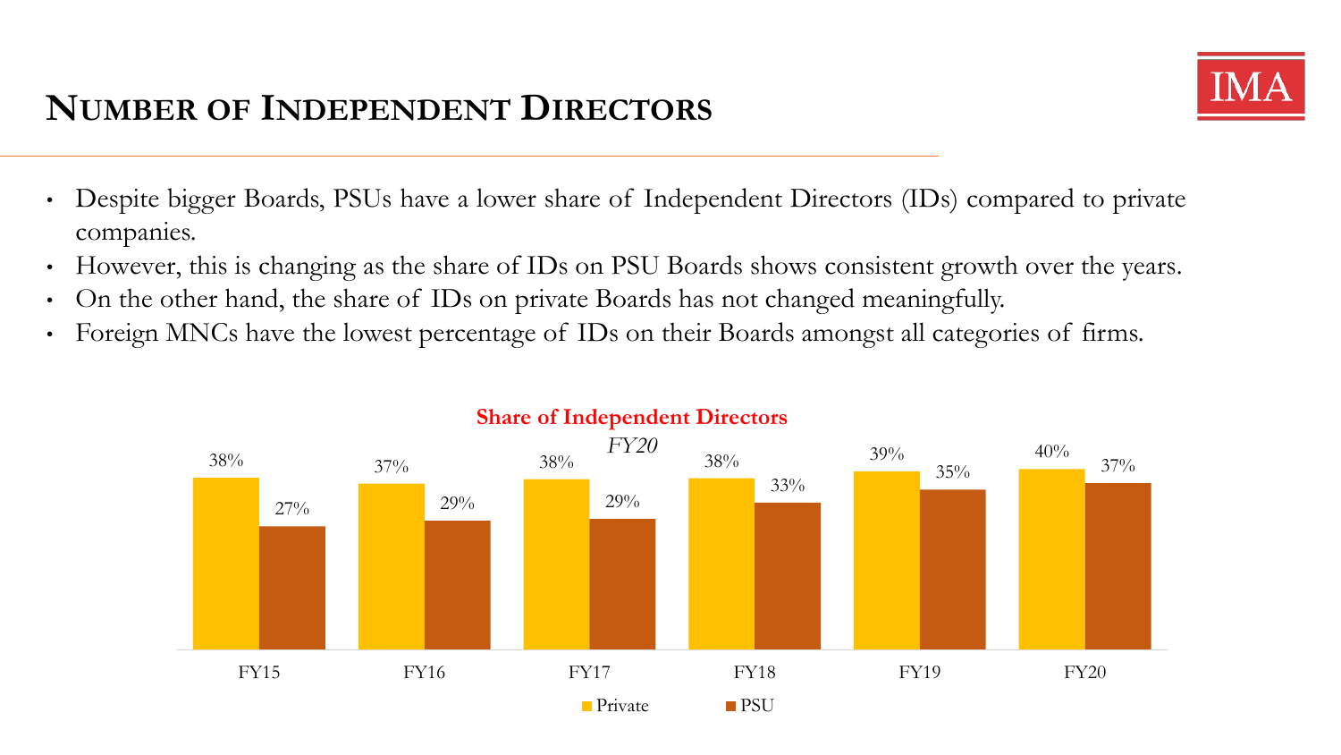## Number of Independent Directors

- Despite bigger Boards, PSUs have a lower share of Independent Directors (IDs) compared to private companies.
- However, this is changing as the share of IDs on PSU Boards shows consistent growth over the years.
- On the other hand, the share of IDs on private Boards has not changed meaningfully.
- Foreign MNCs have the lowest percentage of IDs on their Boards amongst all categories of firms.

**Share of Independent Directors**

*FY20*

| | FY15 | FY16 | FY17 | FY18 | FY19 | FY20 |
|---|---|---|---|---|---|---|
| Private | 38% | 37% | 38% | 38% | 39% | 40% |
| PSU | 27% | 29% | 29% | 33% | 35% | 37% |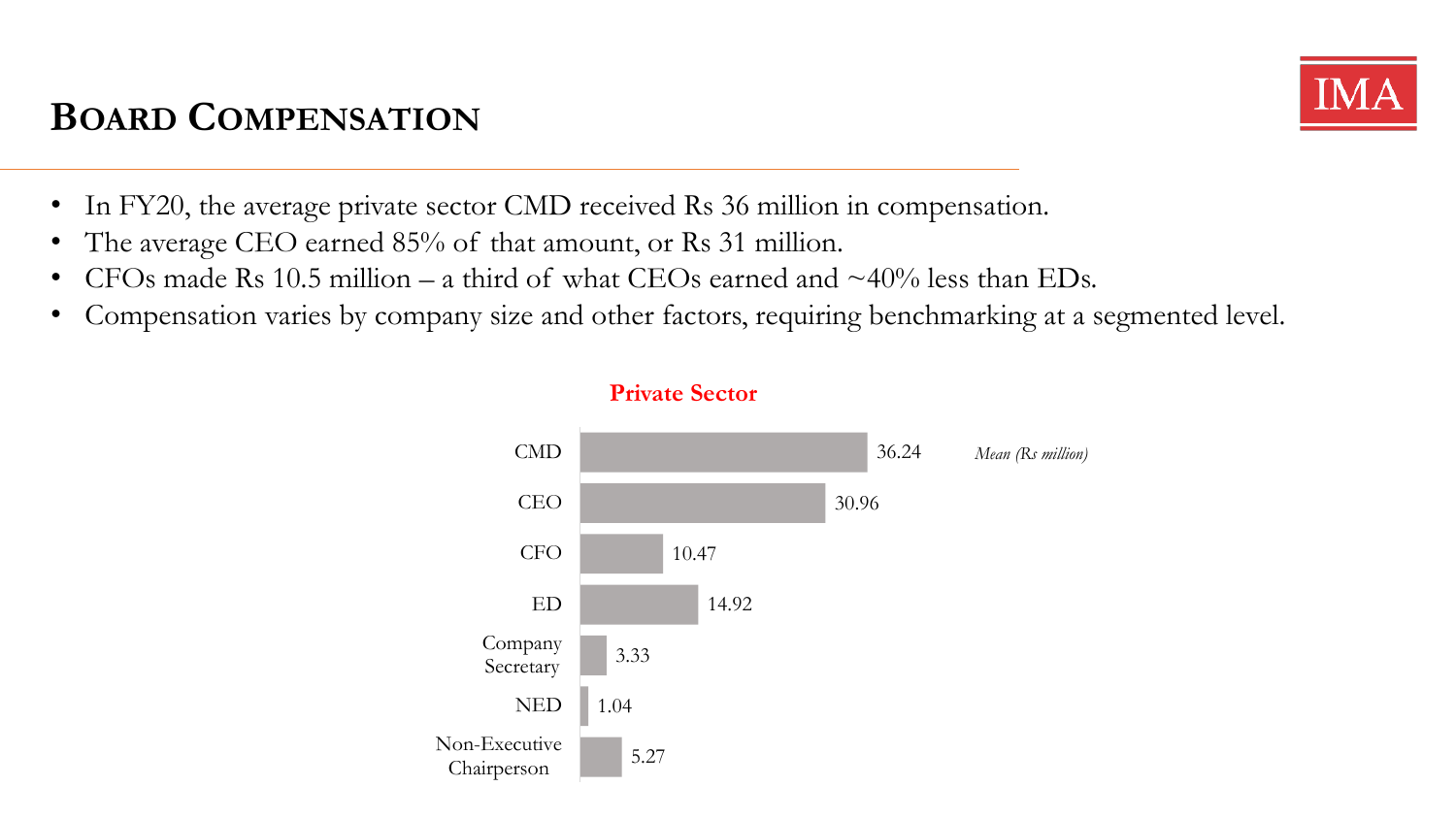# BOARD COMPENSATION

- In FY20, the average private sector CMD received Rs 36 million in compensation.
- The average CEO earned 85% of that amount, or Rs 31 million.
- CFOs made Rs 10.5 million – a third of what CEOs earned and ~40% less than EDs.
- Compensation varies by company size and other factors, requiring benchmarking at a segmented level.

**Private Sector**

*Mean (Rs million)*

| Position | Mean (Rs million) |
|---|---|
| CMD | 36.24 |
| CEO | 30.96 |
| CFO | 10.47 |
| ED | 14.92 |
| Company Secretary | 3.33 |
| NED | 1.04 |
| Non-Executive Chairperson | 5.27 |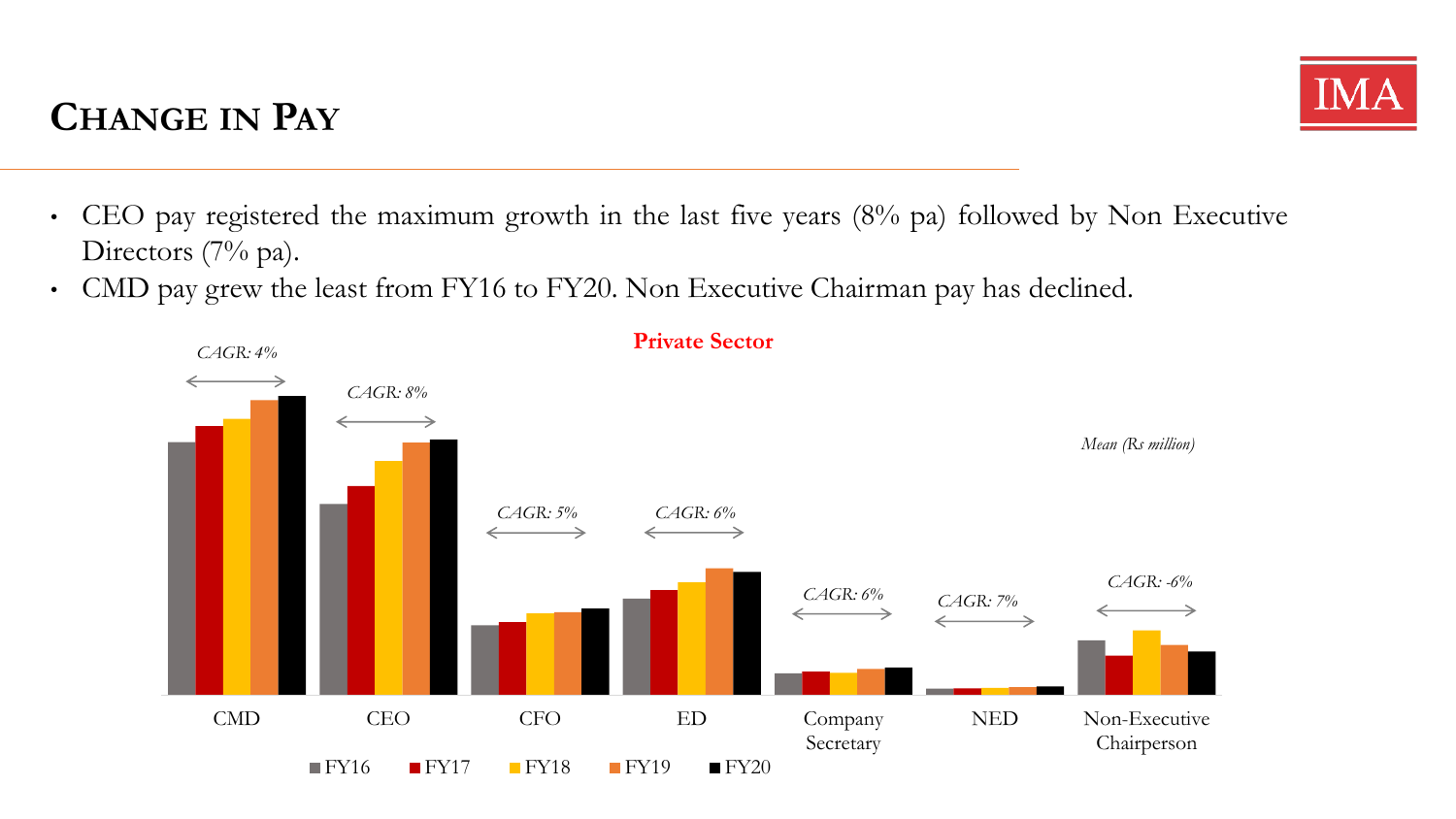## CHANGE IN PAY

- CEO pay registered the maximum growth in the last five years (8% pa) followed by Non Executive Directors (7% pa).
- CMD pay grew the least from FY16 to FY20. Non Executive Chairman pay has declined.

**Private Sector**

*Mean (Rs million)*

| | CMD | CEO | CFO | ED | Company Secretary | NED | Non-Executive Chairperson |
|---|---|---|---|---|---|---|---|
| CAGR | 4% | 8% | 5% | 6% | 6% | 7% | -6% |

FY16 FY17 FY18 FY19 FY20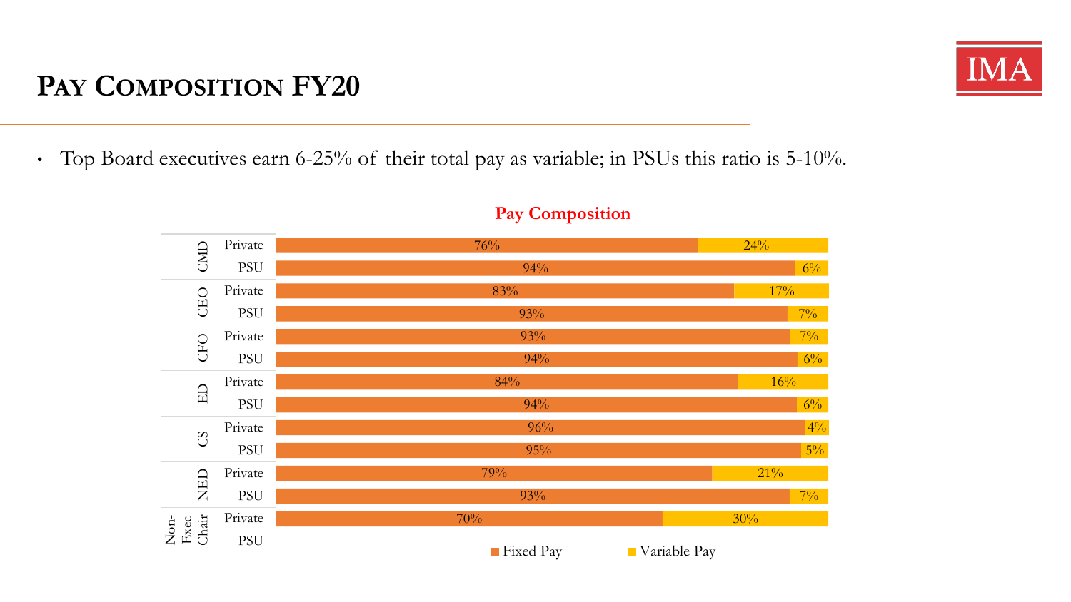# Pay Composition FY20

- Top Board executives earn 6-25% of their total pay as variable; in PSUs this ratio is 5-10%.

**Pay Composition**

| Role | Sector | Fixed Pay | Variable Pay |
| --- | --- | --- | --- |
| CMD | Private | 76% | 24% |
| | PSU | 94% | 6% |
| CEO | Private | 83% | 17% |
| | PSU | 93% | 7% |
| CFO | Private | 93% | 7% |
| | PSU | 94% | 6% |
| ED | Private | 84% | 16% |
| | PSU | 94% | 6% |
| CS | Private | 96% | 4% |
| | PSU | 95% | 5% |
| NED | Private | 79% | 21% |
| | PSU | 93% | 7% |
| Non-Exec Chair | Private | 70% | 30% |
| | PSU | | |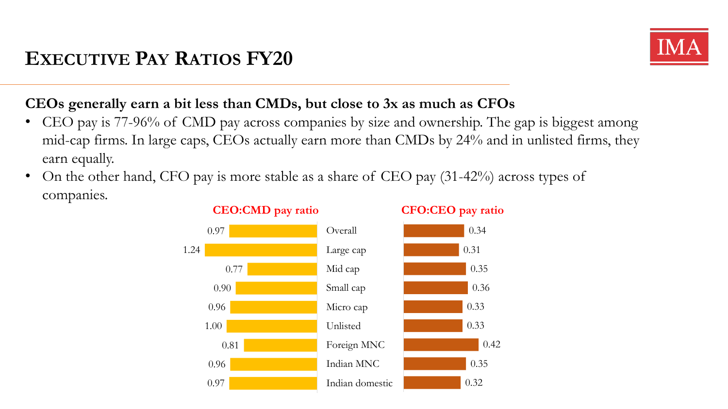# Executive Pay Ratios FY20

**CEOs generally earn a bit less than CMDs, but close to 3x as much as CFOs**

- CEO pay is 77-96% of CMD pay across companies by size and ownership. The gap is biggest among mid-cap firms. In large caps, CEOs actually earn more than CMDs by 24% and in unlisted firms, they earn equally.
- On the other hand, CFO pay is more stable as a share of CEO pay (31-42%) across types of companies.

| | CEO:CMD pay ratio | CFO:CEO pay ratio |
|---|---|---|
| Overall | 0.97 | 0.34 |
| Large cap | 1.24 | 0.31 |
| Mid cap | 0.77 | 0.35 |
| Small cap | 0.90 | 0.36 |
| Micro cap | 0.96 | 0.33 |
| Unlisted | 1.00 | 0.33 |
| Foreign MNC | 0.81 | 0.42 |
| Indian MNC | 0.96 | 0.35 |
| Indian domestic | 0.97 | 0.32 |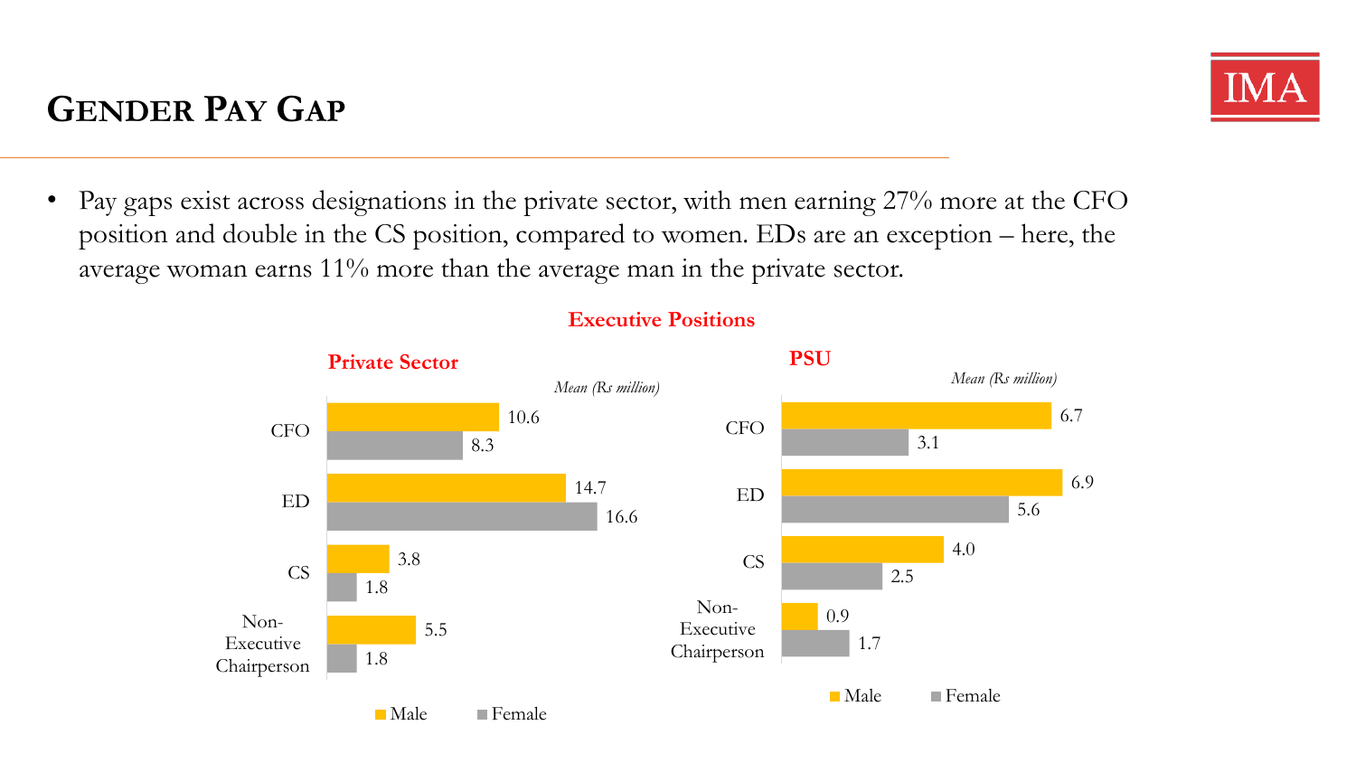## GENDER PAY GAP

- Pay gaps exist across designations in the private sector, with men earning 27% more at the CFO position and double in the CS position, compared to women. EDs are an exception – here, the average woman earns 11% more than the average man in the private sector.

**Executive Positions**

**Private Sector**

*Mean (Rs million)*

| | Male | Female |
|---|---|---|
| CFO | 10.6 | 8.3 |
| ED | 14.7 | 16.6 |
| CS | 3.8 | 1.8 |
| Non-Executive Chairperson | 5.5 | 1.8 |

**PSU**

*Mean (Rs million)*

| | Male | Female |
|---|---|---|
| CFO | 6.7 | 3.1 |
| ED | 6.9 | 5.6 |
| CS | 4.0 | 2.5 |
| Non-Executive Chairperson | 0.9 | 1.7 |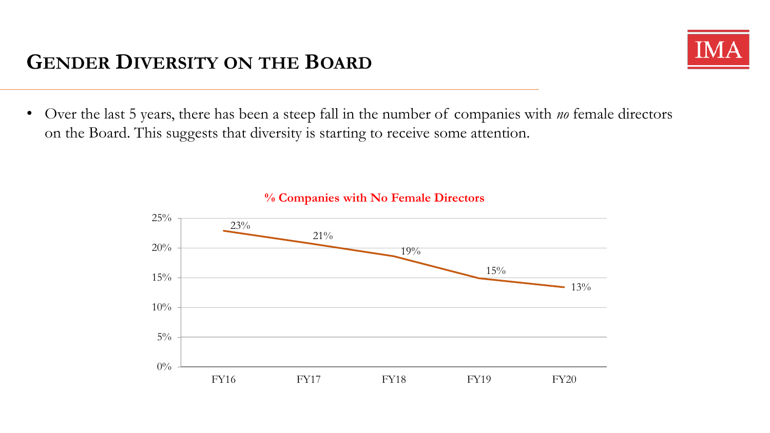## GENDER DIVERSITY ON THE BOARD

- Over the last 5 years, there has been a steep fall in the number of companies with *no* female directors on the Board. This suggests that diversity is starting to receive some attention.

**% Companies with No Female Directors**

| | FY16 | FY17 | FY18 | FY19 | FY20 |
|---|---|---|---|---|---|
| % Companies with No Female Directors | 23% | 21% | 19% | 15% | 13% |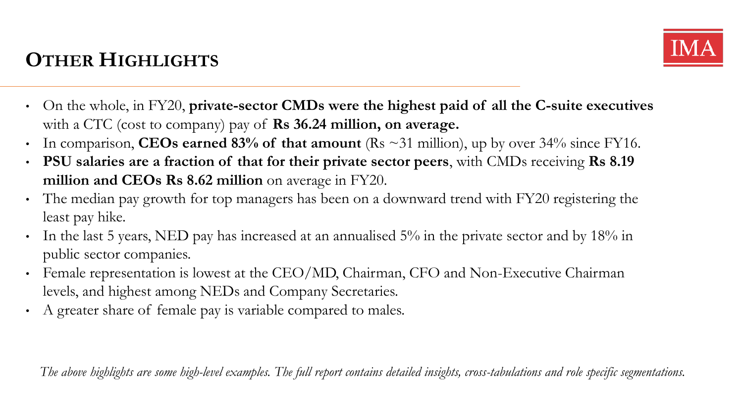## Other Highlights

- On the whole, in FY20, **private-sector CMDs were the highest paid of all the C-suite executives** with a CTC (cost to company) pay of **Rs 36.24 million, on average.**
- In comparison, **CEOs earned 83% of that amount** (Rs ~31 million), up by over 34% since FY16.
- **PSU salaries are a fraction of that for their private sector peers**, with CMDs receiving **Rs 8.19 million and CEOs Rs 8.62 million** on average in FY20.
- The median pay growth for top managers has been on a downward trend with FY20 registering the least pay hike.
- In the last 5 years, NED pay has increased at an annualised 5% in the private sector and by 18% in public sector companies.
- Female representation is lowest at the CEO/MD, Chairman, CFO and Non-Executive Chairman levels, and highest among NEDs and Company Secretaries.
- A greater share of female pay is variable compared to males.

*The above highlights are some high-level examples. The full report contains detailed insights, cross-tabulations and role specific segmentations.*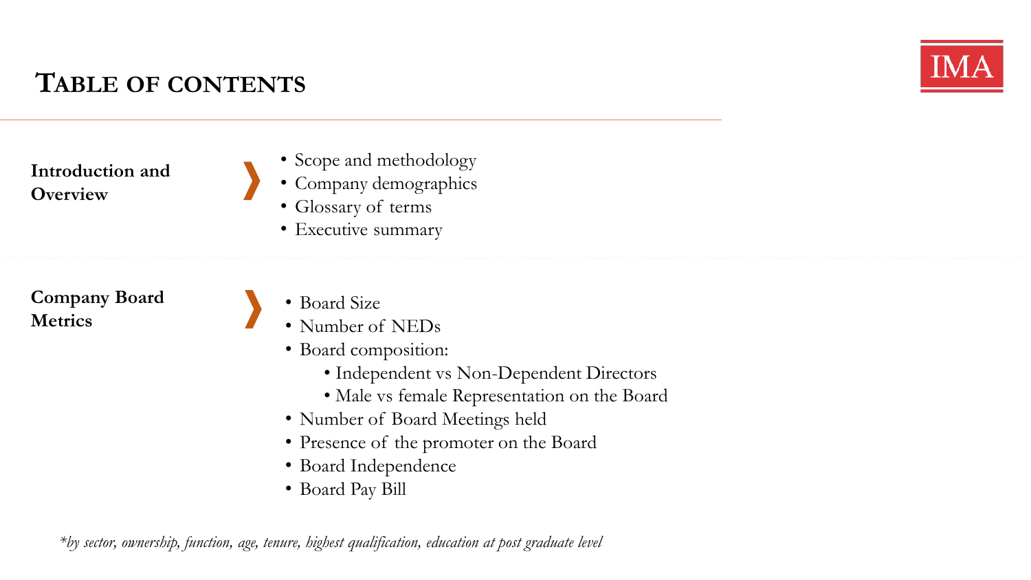# Table of contents

**Introduction and Overview**

- Scope and methodology
- Company demographics
- Glossary of terms
- Executive summary

**Company Board Metrics**

- Board Size
- Number of NEDs
- Board composition:
    - Independent vs Non-Dependent Directors
    - Male vs female Representation on the Board
- Number of Board Meetings held
- Presence of the promoter on the Board
- Board Independence
- Board Pay Bill

*\*by sector, ownership, function, age, tenure, highest qualification, education at post graduate level*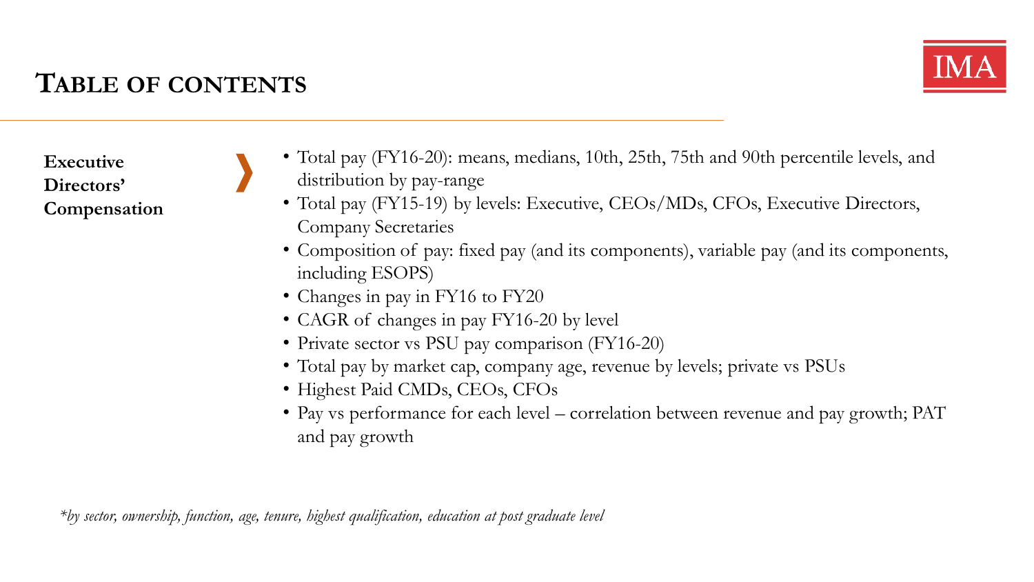# Table of contents

**Executive Directors' Compensation**

- Total pay (FY16-20): means, medians, 10th, 25th, 75th and 90th percentile levels, and distribution by pay-range
- Total pay (FY15-19) by levels: Executive, CEOs/MDs, CFOs, Executive Directors, Company Secretaries
- Composition of pay: fixed pay (and its components), variable pay (and its components, including ESOPS)
- Changes in pay in FY16 to FY20
- CAGR of changes in pay FY16-20 by level
- Private sector vs PSU pay comparison (FY16-20)
- Total pay by market cap, company age, revenue by levels; private vs PSUs
- Highest Paid CMDs, CEOs, CFOs
- Pay vs performance for each level – correlation between revenue and pay growth; PAT and pay growth

**by sector, ownership, function, age, tenure, highest qualification, education at post graduate level*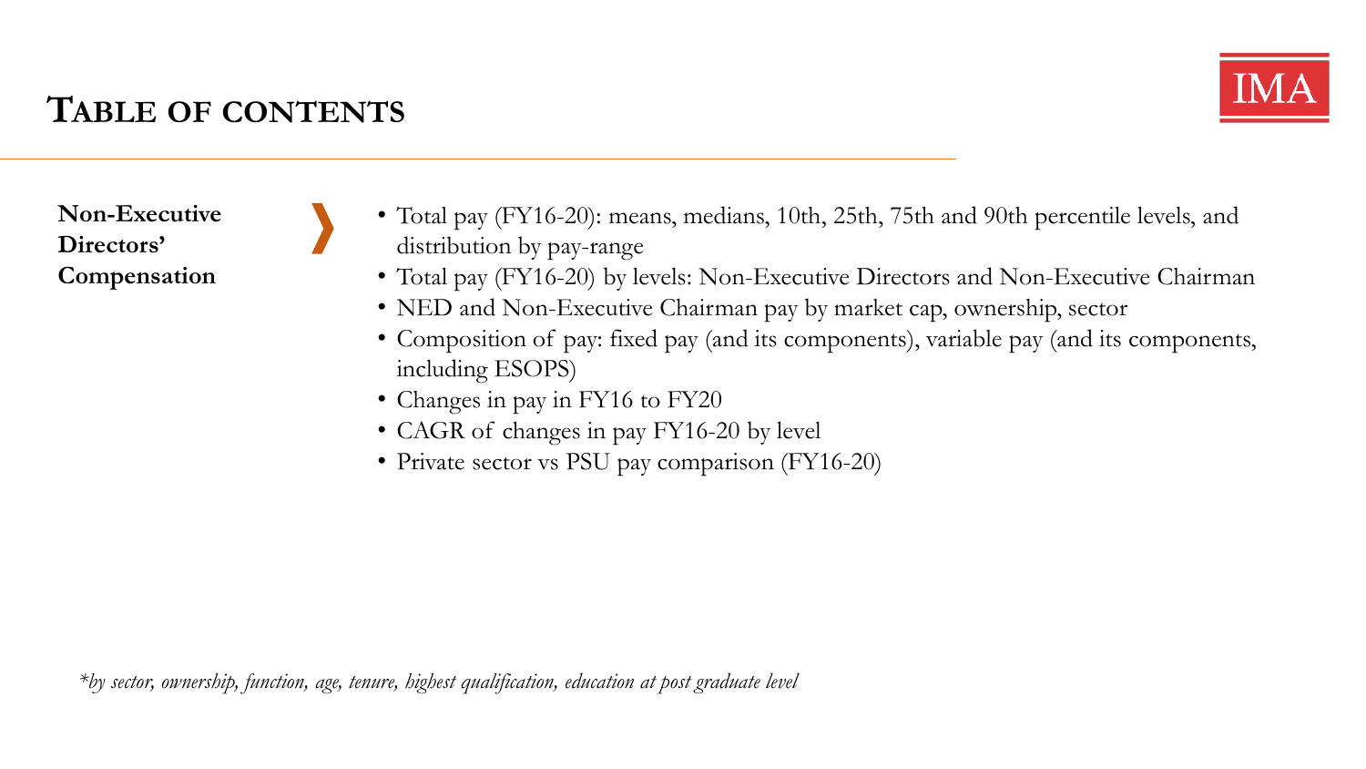# Table of contents

**Non-Executive Directors' Compensation**

- Total pay (FY16-20): means, medians, 10th, 25th, 75th and 90th percentile levels, and distribution by pay-range
- Total pay (FY16-20) by levels: Non-Executive Directors and Non-Executive Chairman
- NED and Non-Executive Chairman pay by market cap, ownership, sector
- Composition of pay: fixed pay (and its components), variable pay (and its components, including ESOPS)
- Changes in pay in FY16 to FY20
- CAGR of changes in pay FY16-20 by level
- Private sector vs PSU pay comparison (FY16-20)

*\*by sector, ownership, function, age, tenure, highest qualification, education at post graduate level*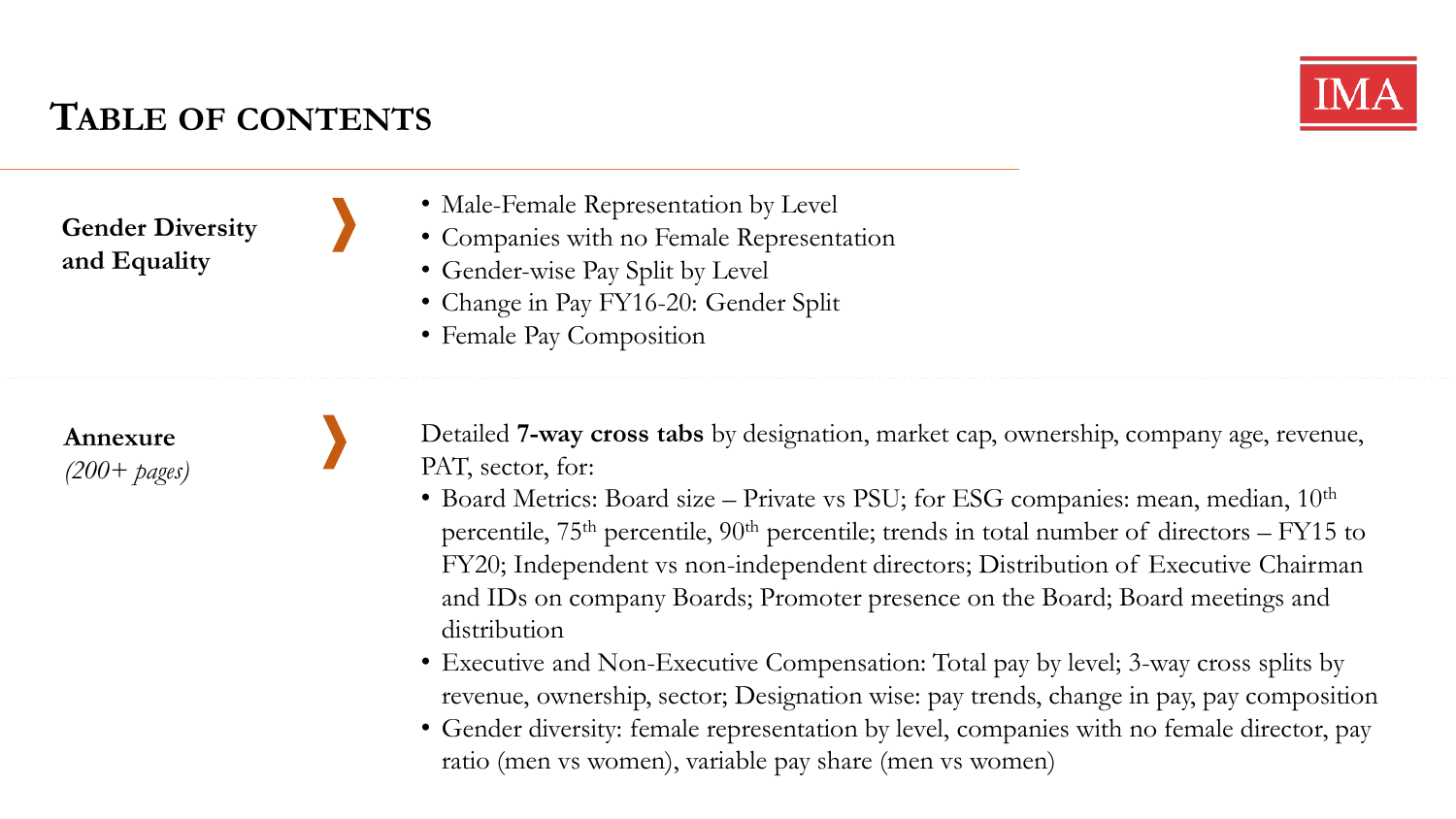# Table of contents

**Gender Diversity and Equality**

- Male-Female Representation by Level
- Companies with no Female Representation
- Gender-wise Pay Split by Level
- Change in Pay FY16-20: Gender Split
- Female Pay Composition

**Annexure**
*(200+ pages)*

Detailed **7-way cross tabs** by designation, market cap, ownership, company age, revenue, PAT, sector, for:

- Board Metrics: Board size – Private vs PSU; for ESG companies: mean, median, 10th percentile, 75th percentile, 90th percentile; trends in total number of directors – FY15 to FY20; Independent vs non-independent directors; Distribution of Executive Chairman and IDs on company Boards; Promoter presence on the Board; Board meetings and distribution
- Executive and Non-Executive Compensation: Total pay by level; 3-way cross splits by revenue, ownership, sector; Designation wise: pay trends, change in pay, pay composition
- Gender diversity: female representation by level, companies with no female director, pay ratio (men vs women), variable pay share (men vs women)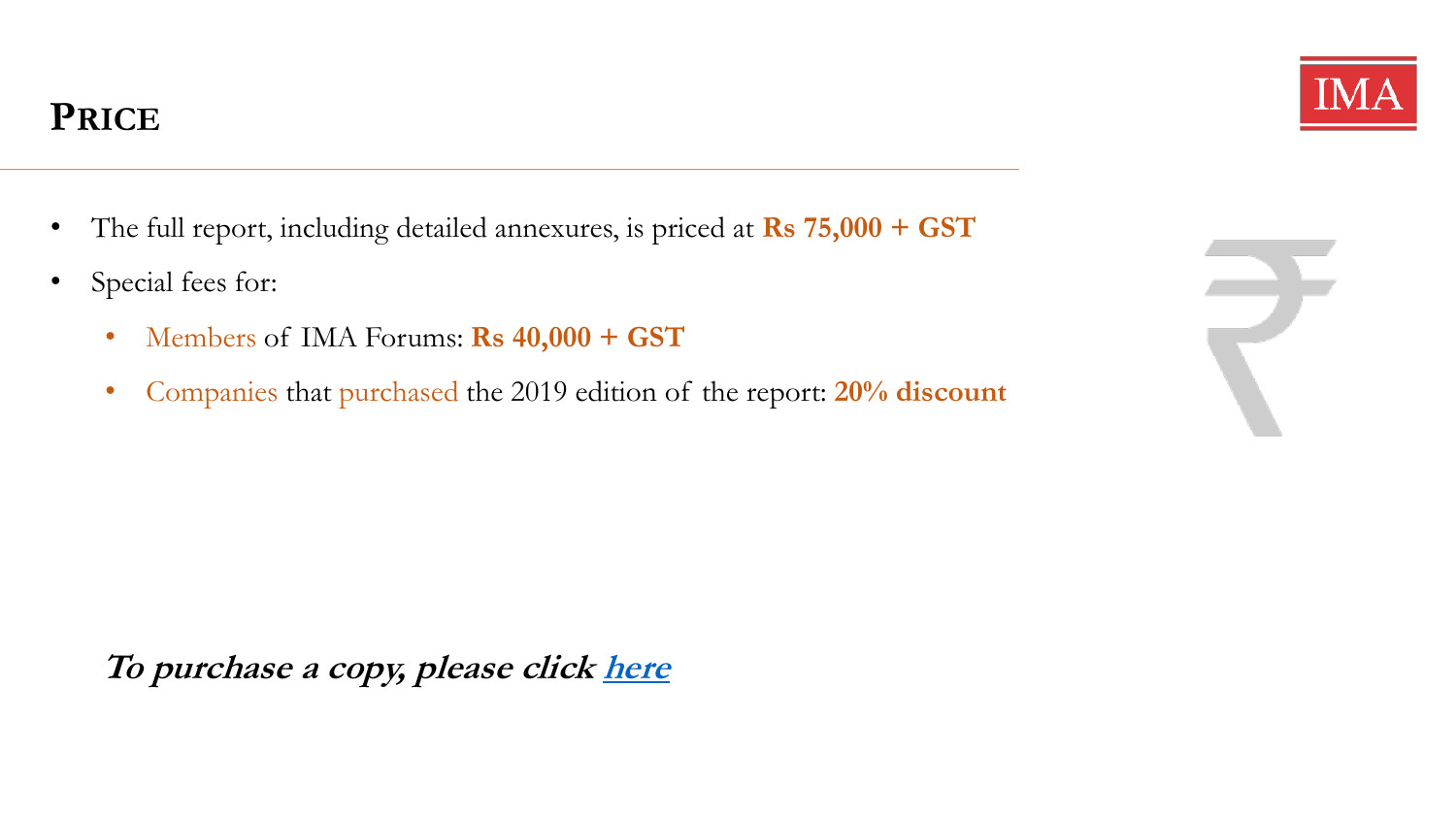## PRICE

- The full report, including detailed annexures, is priced at **Rs 75,000 + GST**
- Special fees for:
  - Members of IMA Forums: **Rs 40,000 + GST**
  - Companies that purchased the 2019 edition of the report: **20% discount**

***To purchase a copy, please click here***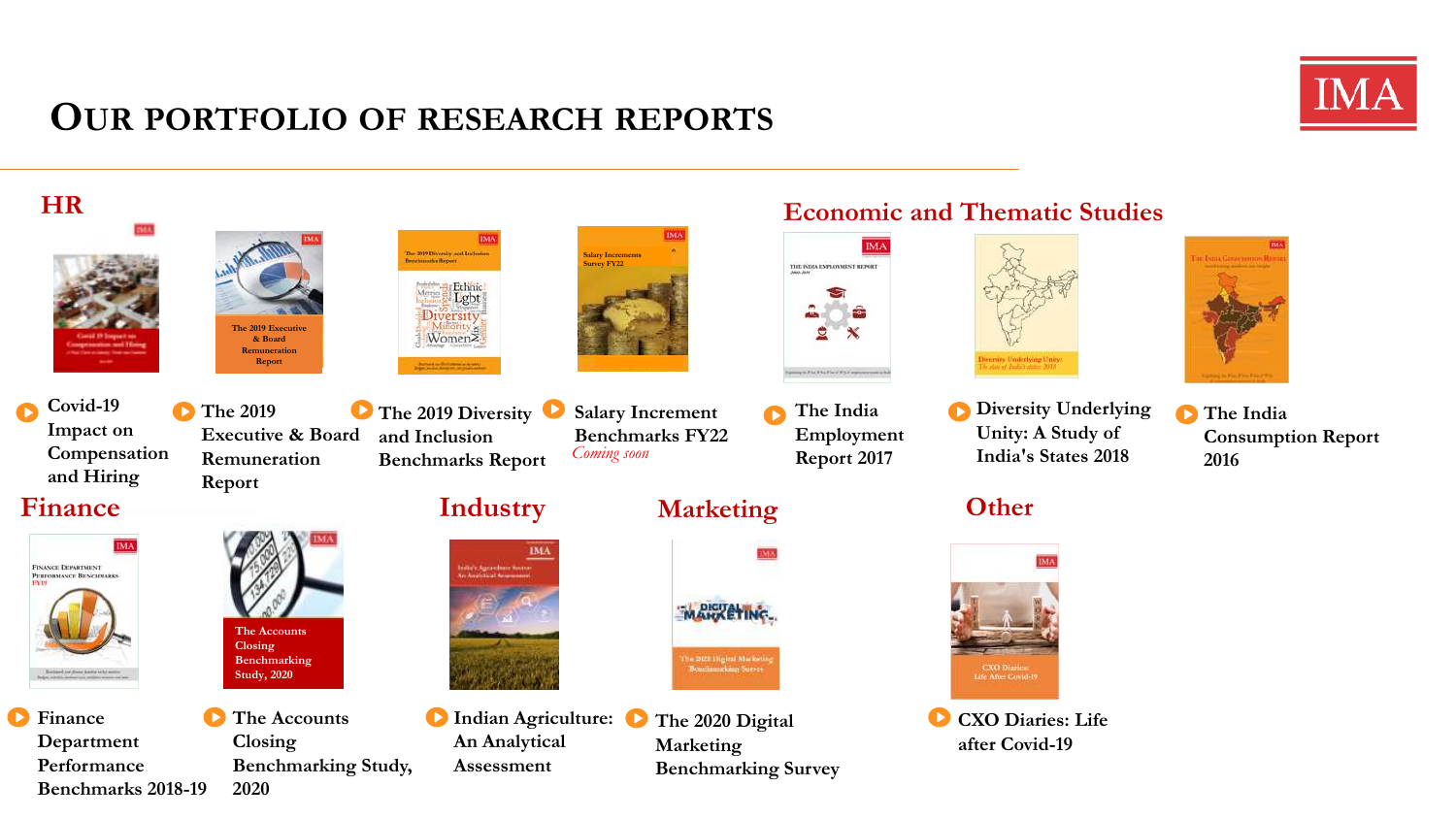# Our portfolio of research reports

## HR

- Covid-19 Impact on Compensation and Hiring
- The 2019 Executive & Board Remuneration Report
- The 2019 Diversity and Inclusion Benchmarks Report
- Salary Increment Benchmarks FY22 *Coming soon*

## Economic and Thematic Studies

- The India Employment Report 2017
- Diversity Underlying Unity: A Study of India's States 2018
- The India Consumption Report 2016

## Finance

- Finance Department Performance Benchmarks 2018-19
- The Accounts Closing Benchmarking Study, 2020

## Industry

- Indian Agriculture: An Analytical Assessment

## Marketing

- The 2020 Digital Marketing Benchmarking Survey

## Other

- CXO Diaries: Life after Covid-19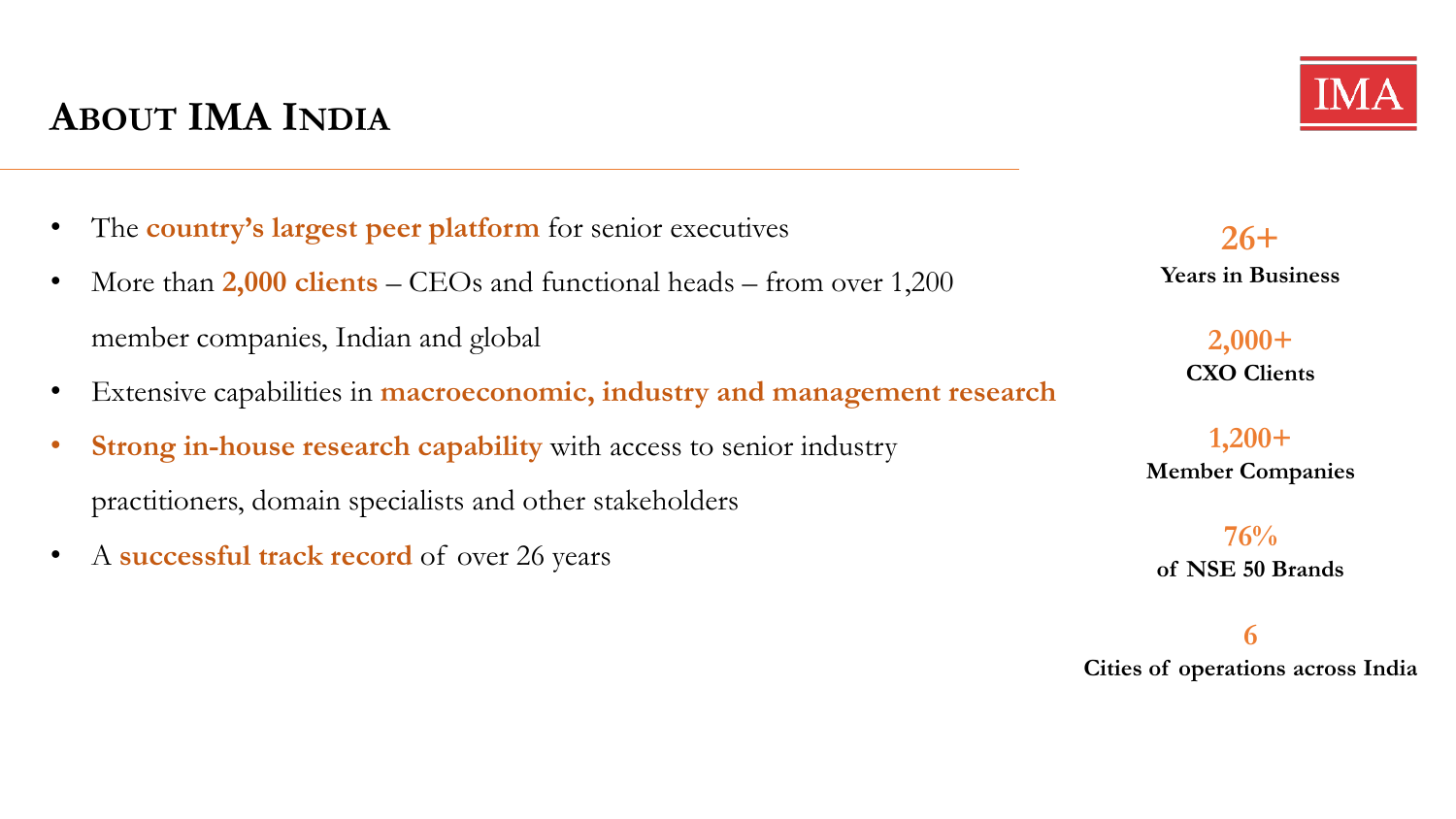## About IMA India

IMA

- The **country's largest peer platform** for senior executives
- More than **2,000 clients** – CEOs and functional heads – from over 1,200 member companies, Indian and global
- Extensive capabilities in **macroeconomic, industry and management research**
- **Strong in-house research capability** with access to senior industry practitioners, domain specialists and other stakeholders
- A **successful track record** of over 26 years

**26+**
**Years in Business**

**2,000+**
**CXO Clients**

**1,200+**
**Member Companies**

**76%**
**of NSE 50 Brands**

**6**
**Cities of operations across India**